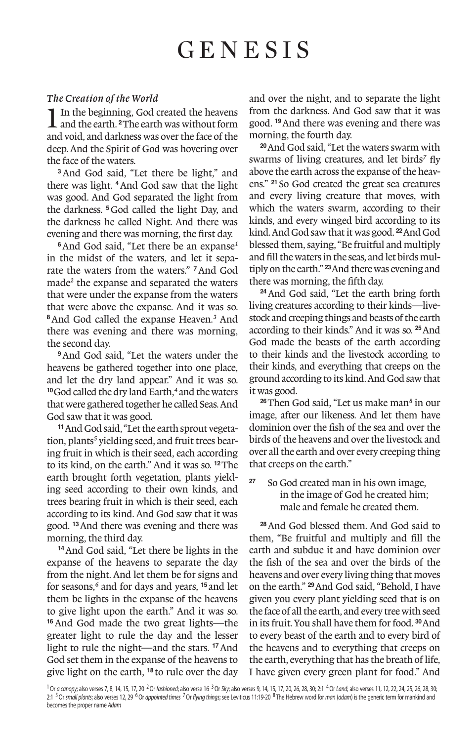# GENESIS

### *The Creation of the World*

1 In the beginning, God created the heavens and the earth. [2] The earth was without form and void, and darkness was over the face of the deep. And the Spirit of God was hovering over the face of the waters.

[3] And God said, "Let there be light," and there was light. [4] And God saw that the light was good. And God separated the light from the darkness. [5] God called the light Day, and the darkness he called Night. And there was evening and there was morning, the first day.

[6] And God said, "Let there be an expanse[1] in the midst of the waters, and let it separate the waters from the waters." [7] And God made[2] the expanse and separated the waters that were under the expanse from the waters that were above the expanse. And it was so. [8] And God called the expanse Heaven.[3] And there was evening and there was morning, the second day.

[9] And God said, "Let the waters under the heavens be gathered together into one place, and let the dry land appear." And it was so. [10] God called the dry land Earth,[4] and the waters that were gathered together he called Seas. And God saw that it was good.

[11] And God said, "Let the earth sprout vegetation, plants[5] yielding seed, and fruit trees bearing fruit in which is their seed, each according to its kind, on the earth." And it was so. [12] The earth brought forth vegetation, plants yielding seed according to their own kinds, and trees bearing fruit in which is their seed, each according to its kind. And God saw that it was good. [13] And there was evening and there was morning, the third day.

[14] And God said, "Let there be lights in the expanse of the heavens to separate the day from the night. And let them be for signs and for seasons,[6] and for days and years, [15] and let them be lights in the expanse of the heavens to give light upon the earth." And it was so. [16] And God made the two great lights—the greater light to rule the day and the lesser light to rule the night—and the stars. [17] And God set them in the expanse of the heavens to give light on the earth, [18] to rule over the day and over the night, and to separate the light from the darkness. And God saw that it was good. [19] And there was evening and there was morning, the fourth day.

[20] And God said, "Let the waters swarm with swarms of living creatures, and let birds[7] fly above the earth across the expanse of the heavens." [21] So God created the great sea creatures and every living creature that moves, with which the waters swarm, according to their kinds, and every winged bird according to its kind. And God saw that it was good. [22] And God blessed them, saying, "Be fruitful and multiply and fill the waters in the seas, and let birds multiply on the earth." [23] And there was evening and there was morning, the fifth day.

[24] And God said, "Let the earth bring forth living creatures according to their kinds—livestock and creeping things and beasts of the earth according to their kinds." And it was so. [25] And God made the beasts of the earth according to their kinds and the livestock according to their kinds, and everything that creeps on the ground according to its kind. And God saw that it was good.

[26] Then God said, "Let us make man[8] in our image, after our likeness. And let them have dominion over the fish of the sea and over the birds of the heavens and over the livestock and over all the earth and over every creeping thing that creeps on the earth."

[27] So God created man in his own image,
in the image of God he created him;
male and female he created them.

[28] And God blessed them. And God said to them, "Be fruitful and multiply and fill the earth and subdue it and have dominion over the fish of the sea and over the birds of the heavens and over every living thing that moves on the earth." [29] And God said, "Behold, I have given you every plant yielding seed that is on the face of all the earth, and every tree with seed in its fruit. You shall have them for food. [30] And to every beast of the earth and to every bird of the heavens and to everything that creeps on the earth, everything that has the breath of life, I have given every green plant for food." And

---

[1] Or *a canopy*; also verses 7, 8, 14, 15, 17, 20 [2] Or *fashioned*; also verse 16 [3] Or *Sky*; also verses 9, 14, 15, 17, 20, 26, 28, 30; 2:1 [4] Or *Land*; also verses 11, 12, 22, 24, 25, 26, 28, 30; 2:1 [5] Or *small plants*; also verses 12, 29 [6] Or *appointed times* [7] Or *flying things*; see Leviticus 11:19-20 [8] The Hebrew word for *man* (*adam*) is the generic term for mankind and becomes the proper name *Adam*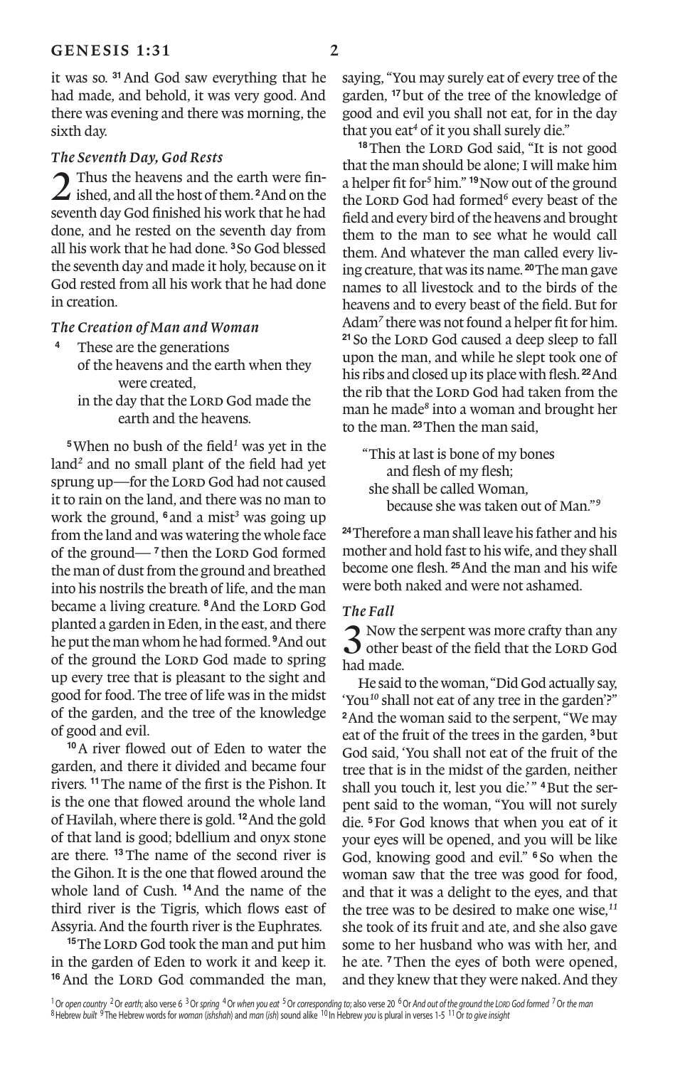it was so. [31] And God saw everything that he had made, and behold, it was very good. And there was evening and there was morning, the sixth day.

### *The Seventh Day, God Rests*

2 Thus the heavens and the earth were finished, and all the host of them. [2] And on the seventh day God finished his work that he had done, and he rested on the seventh day from all his work that he had done. [3] So God blessed the seventh day and made it holy, because on it God rested from all his work that he had done in creation.

### *The Creation of Man and Woman*

[4] These are the generations
of the heavens and the earth when they were created,
in the day that the LORD God made the earth and the heavens.

[5] When no bush of the field[1] was yet in the land[2] and no small plant of the field had yet sprung up—for the LORD God had not caused it to rain on the land, and there was no man to work the ground, [6] and a mist[3] was going up from the land and was watering the whole face of the ground— [7] then the LORD God formed the man of dust from the ground and breathed into his nostrils the breath of life, and the man became a living creature. [8] And the LORD God planted a garden in Eden, in the east, and there he put the man whom he had formed. [9] And out of the ground the LORD God made to spring up every tree that is pleasant to the sight and good for food. The tree of life was in the midst of the garden, and the tree of the knowledge of good and evil.

[10] A river flowed out of Eden to water the garden, and there it divided and became four rivers. [11] The name of the first is the Pishon. It is the one that flowed around the whole land of Havilah, where there is gold. [12] And the gold of that land is good; bdellium and onyx stone are there. [13] The name of the second river is the Gihon. It is the one that flowed around the whole land of Cush. [14] And the name of the third river is the Tigris, which flows east of Assyria. And the fourth river is the Euphrates.

[15] The LORD God took the man and put him in the garden of Eden to work it and keep it. [16] And the LORD God commanded the man, saying, "You may surely eat of every tree of the garden, [17] but of the tree of the knowledge of good and evil you shall not eat, for in the day that you eat[4] of it you shall surely die."

[18] Then the LORD God said, "It is not good that the man should be alone; I will make him a helper fit for[5] him." [19] Now out of the ground the LORD God had formed[6] every beast of the field and every bird of the heavens and brought them to the man to see what he would call them. And whatever the man called every living creature, that was its name. [20] The man gave names to all livestock and to the birds of the heavens and to every beast of the field. But for Adam[7] there was not found a helper fit for him. [21] So the LORD God caused a deep sleep to fall upon the man, and while he slept took one of his ribs and closed up its place with flesh. [22] And the rib that the LORD God had taken from the man he made[8] into a woman and brought her to the man. [23] Then the man said,

"This at last is bone of my bones
and flesh of my flesh;
she shall be called Woman,
because she was taken out of Man."[9]

[24] Therefore a man shall leave his father and his mother and hold fast to his wife, and they shall become one flesh. [25] And the man and his wife were both naked and were not ashamed.

### *The Fall*

3 Now the serpent was more crafty than any other beast of the field that the LORD God had made.

He said to the woman, "Did God actually say, 'You[10] shall not eat of any tree in the garden'?" [2] And the woman said to the serpent, "We may eat of the fruit of the trees in the garden, [3] but God said, 'You shall not eat of the fruit of the tree that is in the midst of the garden, neither shall you touch it, lest you die.'" [4] But the serpent said to the woman, "You will not surely die. [5] For God knows that when you eat of it your eyes will be opened, and you will be like God, knowing good and evil." [6] So when the woman saw that the tree was good for food, and that it was a delight to the eyes, and that the tree was to be desired to make one wise,[11] she took of its fruit and ate, and she also gave some to her husband who was with her, and he ate. [7] Then the eyes of both were opened, and they knew that they were naked. And they

---

[1] Or *open country* [2] Or *earth*; also verse 6 [3] Or *spring* [4] Or *when you eat* [5] Or *corresponding to*; also verse 20 [6] Or *And out of the ground the LORD God formed* [7] Or *the man*
[8] Hebrew *built* [9] The Hebrew words for *woman* (*ishshah*) and *man* (*ish*) sound alike [10] In Hebrew *you* is plural in verses 1-5 [11] Or *to give insight*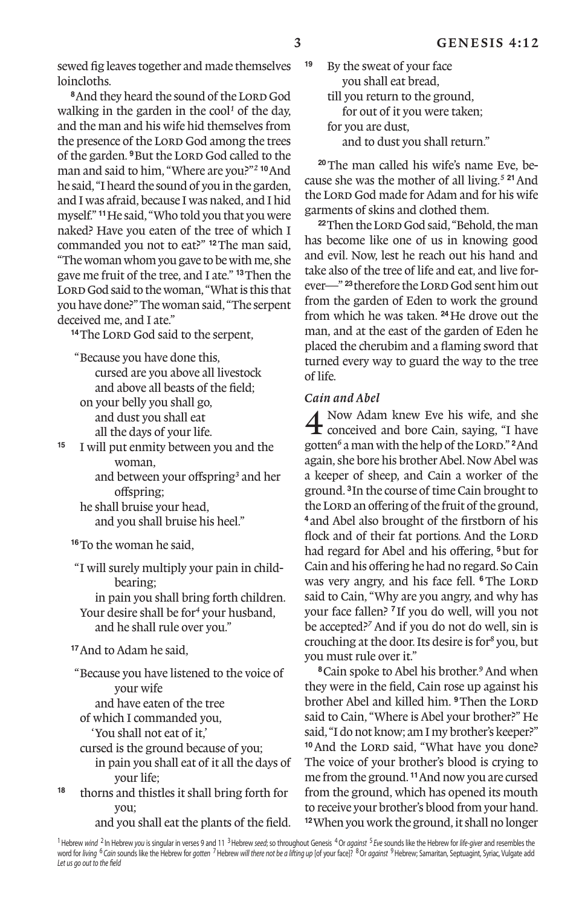sewed fig leaves together and made themselves loincloths.

**8** And they heard the sound of the LORD God walking in the garden in the cool[1] of the day, and the man and his wife hid themselves from the presence of the LORD God among the trees of the garden. **9** But the LORD God called to the man and said to him, "Where are you?"[2] **10** And he said, "I heard the sound of you in the garden, and I was afraid, because I was naked, and I hid myself." **11** He said, "Who told you that you were naked? Have you eaten of the tree of which I commanded you not to eat?" **12** The man said, "The woman whom you gave to be with me, she gave me fruit of the tree, and I ate." **13** Then the LORD God said to the woman, "What is this that you have done?" The woman said, "The serpent deceived me, and I ate."

**14** The LORD God said to the serpent,

"Because you have done this,
  cursed are you above all livestock
  and above all beasts of the field;
on your belly you shall go,
  and dust you shall eat
  all the days of your life.

**15** I will put enmity between you and the woman,
  and between your offspring[3] and her offspring;
he shall bruise your head,
  and you shall bruise his heel."

**16** To the woman he said,

"I will surely multiply your pain in childbearing;
  in pain you shall bring forth children.
Your desire shall be for[4] your husband,
  and he shall rule over you."

**17** And to Adam he said,

"Because you have listened to the voice of your wife
  and have eaten of the tree
of which I commanded you,
  'You shall not eat of it,'
cursed is the ground because of you;
  in pain you shall eat of it all the days of your life;

**18** thorns and thistles it shall bring forth for you;
  and you shall eat the plants of the field.

**19** By the sweat of your face
  you shall eat bread,
till you return to the ground,
  for out of it you were taken;
for you are dust,
  and to dust you shall return."

**20** The man called his wife's name Eve, because she was the mother of all living.[5] **21** And the LORD God made for Adam and for his wife garments of skins and clothed them.

**22** Then the LORD God said, "Behold, the man has become like one of us in knowing good and evil. Now, lest he reach out his hand and take also of the tree of life and eat, and live forever—" **23** therefore the LORD God sent him out from the garden of Eden to work the ground from which he was taken. **24** He drove out the man, and at the east of the garden of Eden he placed the cherubim and a flaming sword that turned every way to guard the way to the tree of life.

### *Cain and Abel*

**4** Now Adam knew Eve his wife, and she conceived and bore Cain, saying, "I have gotten[6] a man with the help of the LORD." **2** And again, she bore his brother Abel. Now Abel was a keeper of sheep, and Cain a worker of the ground. **3** In the course of time Cain brought to the LORD an offering of the fruit of the ground, **4** and Abel also brought of the firstborn of his flock and of their fat portions. And the LORD had regard for Abel and his offering, **5** but for Cain and his offering he had no regard. So Cain was very angry, and his face fell. **6** The LORD said to Cain, "Why are you angry, and why has your face fallen? **7** If you do well, will you not be accepted?[7] And if you do not do well, sin is crouching at the door. Its desire is for[8] you, but you must rule over it."

**8** Cain spoke to Abel his brother.[9] And when they were in the field, Cain rose up against his brother Abel and killed him. **9** Then the LORD said to Cain, "Where is Abel your brother?" He said, "I do not know; am I my brother's keeper?" **10** And the LORD said, "What have you done? The voice of your brother's blood is crying to me from the ground. **11** And now you are cursed from the ground, which has opened its mouth to receive your brother's blood from your hand. **12** When you work the ground, it shall no longer

[1] Hebrew *wind* [2] In Hebrew *you* is singular in verses 9 and 11 [3] Hebrew *seed;* so throughout Genesis [4] Or *against* [5] *Eve* sounds like the Hebrew for *life-giver* and resembles the word for *living* [6] *Cain* sounds like the Hebrew for *gotten* [7] Hebrew *will there not be a lifting up* [of your face]? [8] Or *against* [9] Hebrew; Samaritan, Septuagint, Syriac, Vulgate add *Let us go out to the field*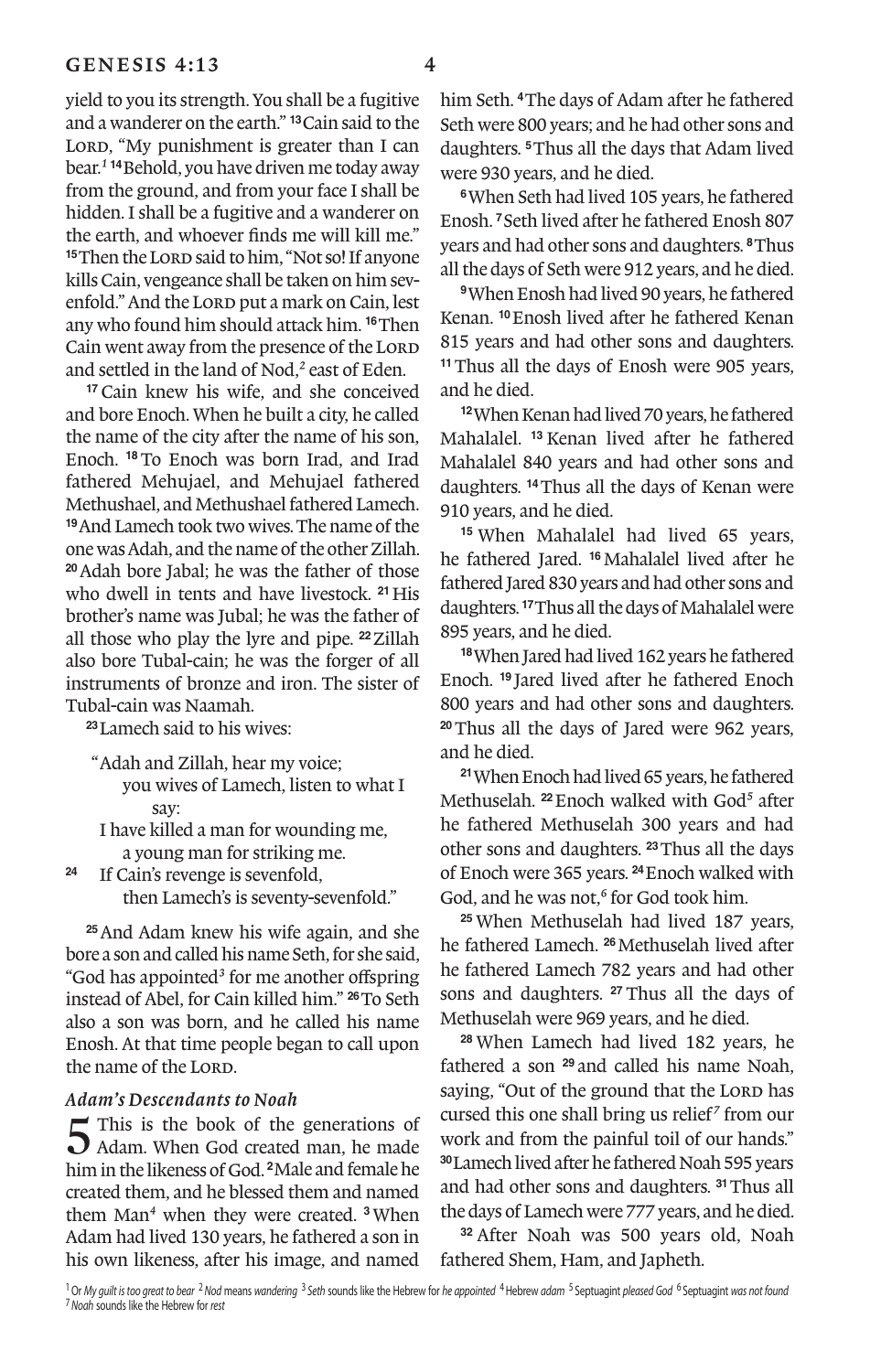yield to you its strength. You shall be a fugitive and a wanderer on the earth." [13] Cain said to the LORD, "My punishment is greater than I can bear.[1] [14] Behold, you have driven me today away from the ground, and from your face I shall be hidden. I shall be a fugitive and a wanderer on the earth, and whoever finds me will kill me." [15] Then the LORD said to him, "Not so! If anyone kills Cain, vengeance shall be taken on him sevenfold." And the LORD put a mark on Cain, lest any who found him should attack him. [16] Then Cain went away from the presence of the LORD and settled in the land of Nod,[2] east of Eden.

[17] Cain knew his wife, and she conceived and bore Enoch. When he built a city, he called the name of the city after the name of his son, Enoch. [18] To Enoch was born Irad, and Irad fathered Mehujael, and Mehujael fathered Methushael, and Methushael fathered Lamech. [19] And Lamech took two wives. The name of the one was Adah, and the name of the other Zillah. [20] Adah bore Jabal; he was the father of those who dwell in tents and have livestock. [21] His brother's name was Jubal; he was the father of all those who play the lyre and pipe. [22] Zillah also bore Tubal-cain; he was the forger of all instruments of bronze and iron. The sister of Tubal-cain was Naamah.

[23] Lamech said to his wives:

"Adah and Zillah, hear my voice;
you wives of Lamech, listen to what I say:
I have killed a man for wounding me,
a young man for striking me.
[24] If Cain's revenge is sevenfold,
then Lamech's is seventy-sevenfold."

[25] And Adam knew his wife again, and she bore a son and called his name Seth, for she said, "God has appointed[3] for me another offspring instead of Abel, for Cain killed him." [26] To Seth also a son was born, and he called his name Enosh. At that time people began to call upon the name of the LORD.

### *Adam's Descendants to Noah*

**5** This is the book of the generations of Adam. When God created man, he made him in the likeness of God. [2] Male and female he created them, and he blessed them and named them Man[4] when they were created. [3] When Adam had lived 130 years, he fathered a son in his own likeness, after his image, and named him Seth. [4] The days of Adam after he fathered Seth were 800 years; and he had other sons and daughters. [5] Thus all the days that Adam lived were 930 years, and he died.

[6] When Seth had lived 105 years, he fathered Enosh. [7] Seth lived after he fathered Enosh 807 years and had other sons and daughters. [8] Thus all the days of Seth were 912 years, and he died.

[9] When Enosh had lived 90 years, he fathered Kenan. [10] Enosh lived after he fathered Kenan 815 years and had other sons and daughters. [11] Thus all the days of Enosh were 905 years, and he died.

[12] When Kenan had lived 70 years, he fathered Mahalalel. [13] Kenan lived after he fathered Mahalalel 840 years and had other sons and daughters. [14] Thus all the days of Kenan were 910 years, and he died.

[15] When Mahalalel had lived 65 years, he fathered Jared. [16] Mahalalel lived after he fathered Jared 830 years and had other sons and daughters. [17] Thus all the days of Mahalalel were 895 years, and he died.

[18] When Jared had lived 162 years he fathered Enoch. [19] Jared lived after he fathered Enoch 800 years and had other sons and daughters. [20] Thus all the days of Jared were 962 years, and he died.

[21] When Enoch had lived 65 years, he fathered Methuselah. [22] Enoch walked with God[5] after he fathered Methuselah 300 years and had other sons and daughters. [23] Thus all the days of Enoch were 365 years. [24] Enoch walked with God, and he was not,[6] for God took him.

[25] When Methuselah had lived 187 years, he fathered Lamech. [26] Methuselah lived after he fathered Lamech 782 years and had other sons and daughters. [27] Thus all the days of Methuselah were 969 years, and he died.

[28] When Lamech had lived 182 years, he fathered a son [29] and called his name Noah, saying, "Out of the ground that the LORD has cursed this one shall bring us relief[7] from our work and from the painful toil of our hands." [30] Lamech lived after he fathered Noah 595 years and had other sons and daughters. [31] Thus all the days of Lamech were 777 years, and he died.

[32] After Noah was 500 years old, Noah fathered Shem, Ham, and Japheth.

[1] Or *My guilt is too great to bear* [2] *Nod* means *wandering* [3] *Seth* sounds like the Hebrew for *he appointed* [4] Hebrew *adam* [5] Septuagint *pleased God* [6] Septuagint *was not found* [7] *Noah* sounds like the Hebrew for *rest*